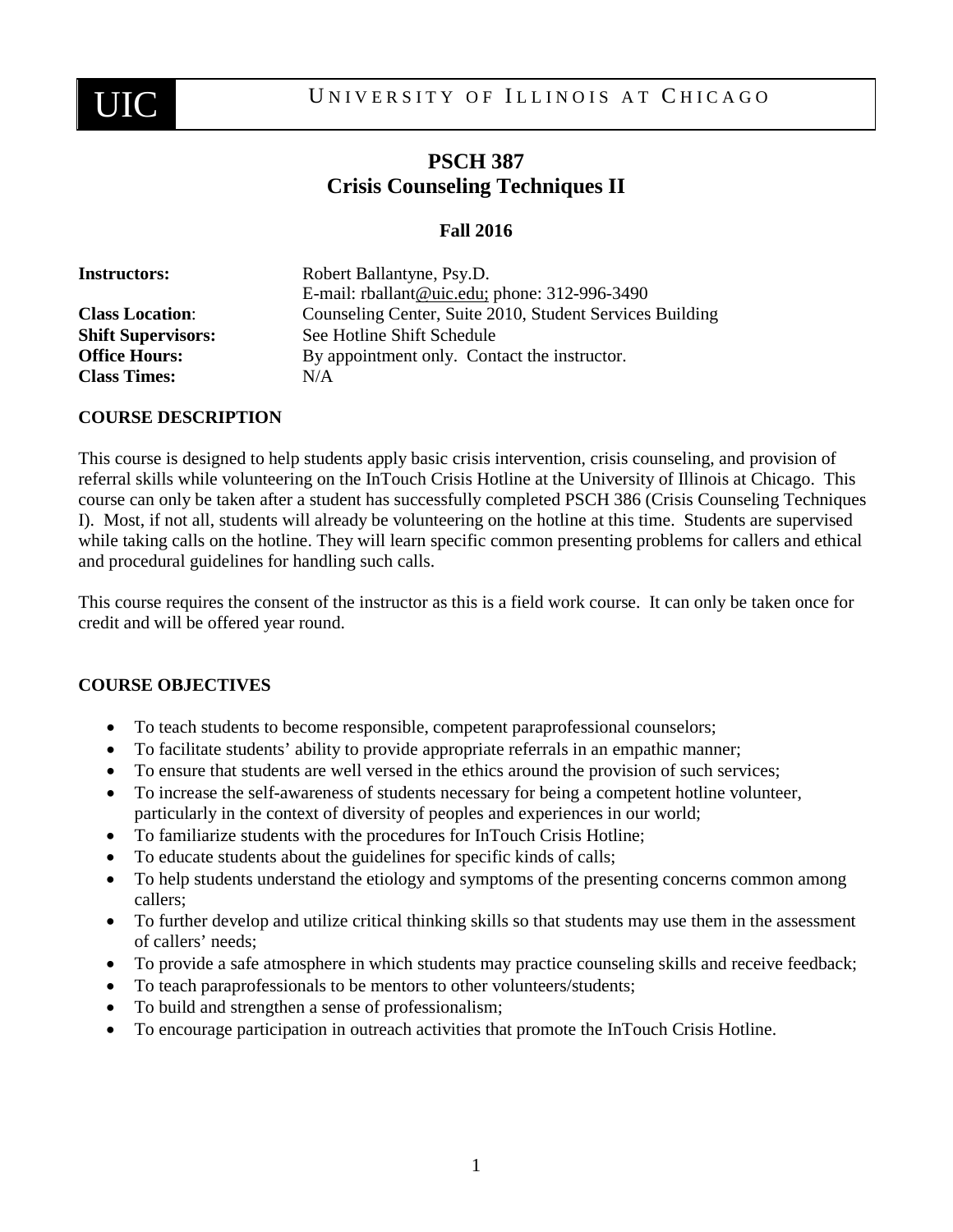UIC | UNIVERSITY OF ILLINOIS AT CHICAGO

# PSCH 387
# Crisis Counseling Techniques II

### Fall 2016

**Instructors:** Robert Ballantyne, Psy.D.
E-mail: rballant@uic.edu; phone: 312-996-3490

**Class Location**: Counseling Center, Suite 2010, Student Services Building

**Shift Supervisors:** See Hotline Shift Schedule

**Office Hours:** By appointment only. Contact the instructor.

**Class Times:** N/A

**COURSE DESCRIPTION**

This course is designed to help students apply basic crisis intervention, crisis counseling, and provision of referral skills while volunteering on the InTouch Crisis Hotline at the University of Illinois at Chicago. This course can only be taken after a student has successfully completed PSCH 386 (Crisis Counseling Techniques I). Most, if not all, students will already be volunteering on the hotline at this time. Students are supervised while taking calls on the hotline. They will learn specific common presenting problems for callers and ethical and procedural guidelines for handling such calls.

This course requires the consent of the instructor as this is a field work course. It can only be taken once for credit and will be offered year round.

**COURSE OBJECTIVES**

- To teach students to become responsible, competent paraprofessional counselors;
- To facilitate students' ability to provide appropriate referrals in an empathic manner;
- To ensure that students are well versed in the ethics around the provision of such services;
- To increase the self-awareness of students necessary for being a competent hotline volunteer, particularly in the context of diversity of peoples and experiences in our world;
- To familiarize students with the procedures for InTouch Crisis Hotline;
- To educate students about the guidelines for specific kinds of calls;
- To help students understand the etiology and symptoms of the presenting concerns common among callers;
- To further develop and utilize critical thinking skills so that students may use them in the assessment of callers' needs;
- To provide a safe atmosphere in which students may practice counseling skills and receive feedback;
- To teach paraprofessionals to be mentors to other volunteers/students;
- To build and strengthen a sense of professionalism;
- To encourage participation in outreach activities that promote the InTouch Crisis Hotline.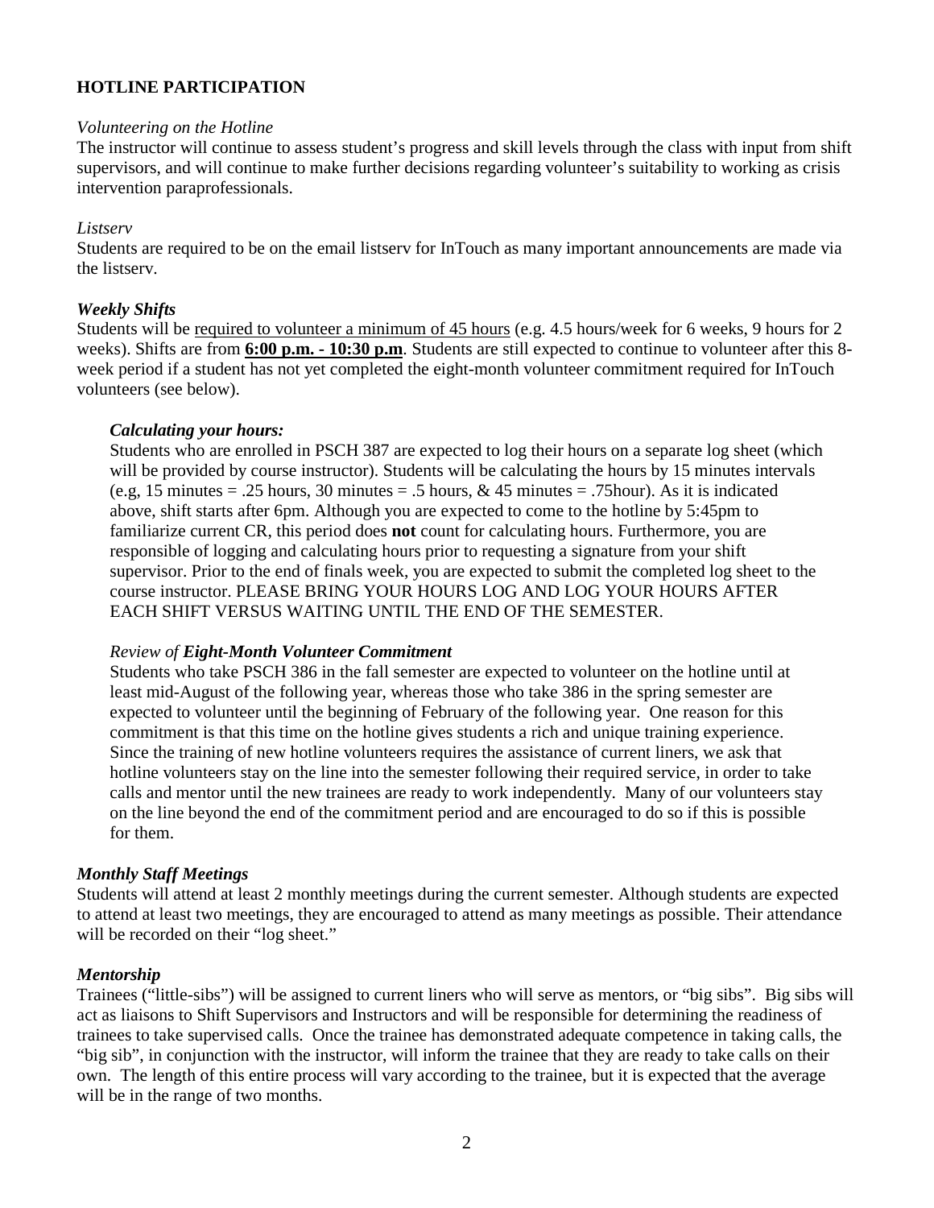**HOTLINE PARTICIPATION**

*Volunteering on the Hotline*

The instructor will continue to assess student's progress and skill levels through the class with input from shift supervisors, and will continue to make further decisions regarding volunteer's suitability to working as crisis intervention paraprofessionals.

*Listserv*

Students are required to be on the email listserv for InTouch as many important announcements are made via the listserv.

***Weekly Shifts***

Students will be <u>required to volunteer a minimum of 45 hours</u> (e.g. 4.5 hours/week for 6 weeks, 9 hours for 2 weeks). Shifts are from **<u>6:00 p.m. - 10:30 p.m</u>**. Students are still expected to continue to volunteer after this 8-week period if a student has not yet completed the eight-month volunteer commitment required for InTouch volunteers (see below).

> ***Calculating your hours:***
>
> Students who are enrolled in PSCH 387 are expected to log their hours on a separate log sheet (which will be provided by course instructor). Students will be calculating the hours by 15 minutes intervals (e.g, 15 minutes = .25 hours, 30 minutes = .5 hours, & 45 minutes = .75hour). As it is indicated above, shift starts after 6pm. Although you are expected to come to the hotline by 5:45pm to familiarize current CR, this period does **not** count for calculating hours. Furthermore, you are responsible of logging and calculating hours prior to requesting a signature from your shift supervisor. Prior to the end of finals week, you are expected to submit the completed log sheet to the course instructor. PLEASE BRING YOUR HOURS LOG AND LOG YOUR HOURS AFTER EACH SHIFT VERSUS WAITING UNTIL THE END OF THE SEMESTER.
>
> *Review of **Eight-Month Volunteer Commitment***
>
> Students who take PSCH 386 in the fall semester are expected to volunteer on the hotline until at least mid-August of the following year, whereas those who take 386 in the spring semester are expected to volunteer until the beginning of February of the following year. One reason for this commitment is that this time on the hotline gives students a rich and unique training experience. Since the training of new hotline volunteers requires the assistance of current liners, we ask that hotline volunteers stay on the line into the semester following their required service, in order to take calls and mentor until the new trainees are ready to work independently. Many of our volunteers stay on the line beyond the end of the commitment period and are encouraged to do so if this is possible for them.

***Monthly Staff Meetings***

Students will attend at least 2 monthly meetings during the current semester. Although students are expected to attend at least two meetings, they are encouraged to attend as many meetings as possible. Their attendance will be recorded on their "log sheet."

***Mentorship***

Trainees ("little-sibs") will be assigned to current liners who will serve as mentors, or "big sibs". Big sibs will act as liaisons to Shift Supervisors and Instructors and will be responsible for determining the readiness of trainees to take supervised calls. Once the trainee has demonstrated adequate competence in taking calls, the "big sib", in conjunction with the instructor, will inform the trainee that they are ready to take calls on their own. The length of this entire process will vary according to the trainee, but it is expected that the average will be in the range of two months.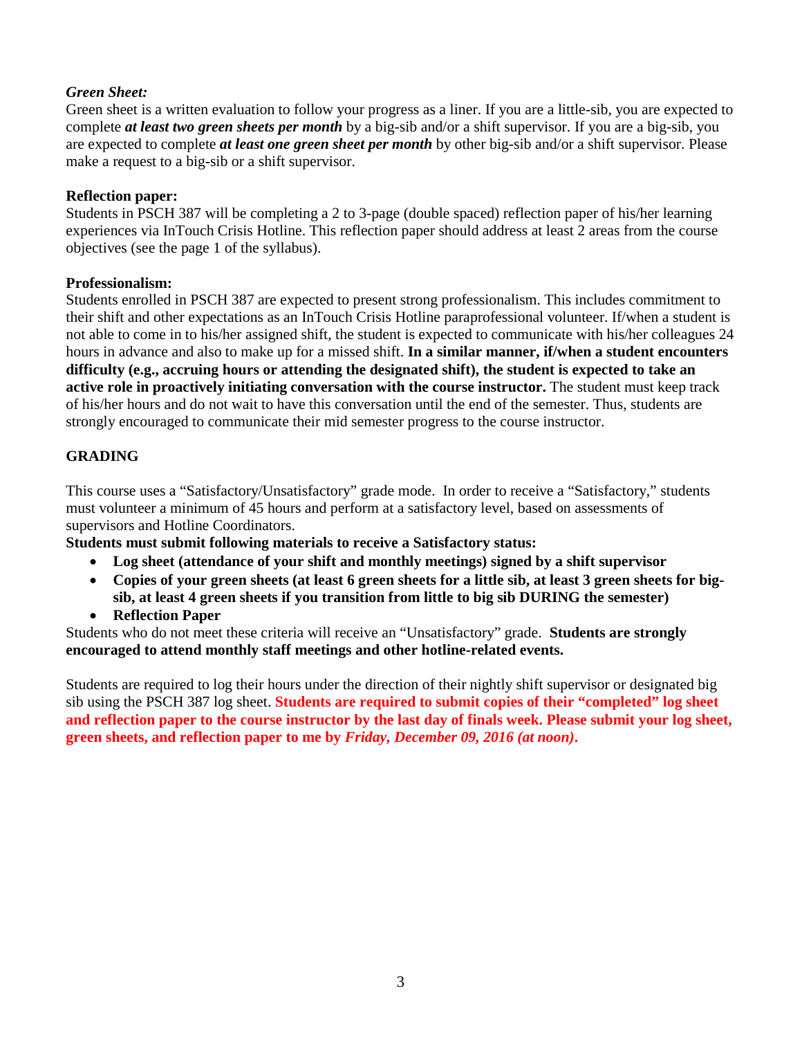***Green Sheet:***
Green sheet is a written evaluation to follow your progress as a liner. If you are a little-sib, you are expected to complete ***at least two green sheets per month*** by a big-sib and/or a shift supervisor. If you are a big-sib, you are expected to complete ***at least one green sheet per month*** by other big-sib and/or a shift supervisor. Please make a request to a big-sib or a shift supervisor.

**Reflection paper:**
Students in PSCH 387 will be completing a 2 to 3-page (double spaced) reflection paper of his/her learning experiences via InTouch Crisis Hotline. This reflection paper should address at least 2 areas from the course objectives (see the page 1 of the syllabus).

**Professionalism:**
Students enrolled in PSCH 387 are expected to present strong professionalism. This includes commitment to their shift and other expectations as an InTouch Crisis Hotline paraprofessional volunteer. If/when a student is not able to come in to his/her assigned shift, the student is expected to communicate with his/her colleagues 24 hours in advance and also to make up for a missed shift. **In a similar manner, if/when a student encounters difficulty (e.g., accruing hours or attending the designated shift), the student is expected to take an active role in proactively initiating conversation with the course instructor.** The student must keep track of his/her hours and do not wait to have this conversation until the end of the semester. Thus, students are strongly encouraged to communicate their mid semester progress to the course instructor.

## GRADING

This course uses a "Satisfactory/Unsatisfactory" grade mode. In order to receive a "Satisfactory," students must volunteer a minimum of 45 hours and perform at a satisfactory level, based on assessments of supervisors and Hotline Coordinators.

**Students must submit following materials to receive a Satisfactory status:**

- **Log sheet (attendance of your shift and monthly meetings) signed by a shift supervisor**
- **Copies of your green sheets (at least 6 green sheets for a little sib, at least 3 green sheets for big-sib, at least 4 green sheets if you transition from little to big sib DURING the semester)**
- **Reflection Paper**

Students who do not meet these criteria will receive an "Unsatisfactory" grade. **Students are strongly encouraged to attend monthly staff meetings and other hotline-related events.**

Students are required to log their hours under the direction of their nightly shift supervisor or designated big sib using the PSCH 387 log sheet. **Students are required to submit copies of their "completed" log sheet and reflection paper to the course instructor by the last day of finals week. Please submit your log sheet, green sheets, and reflection paper to me by *Friday, December 09, 2016 (at noon)*.**